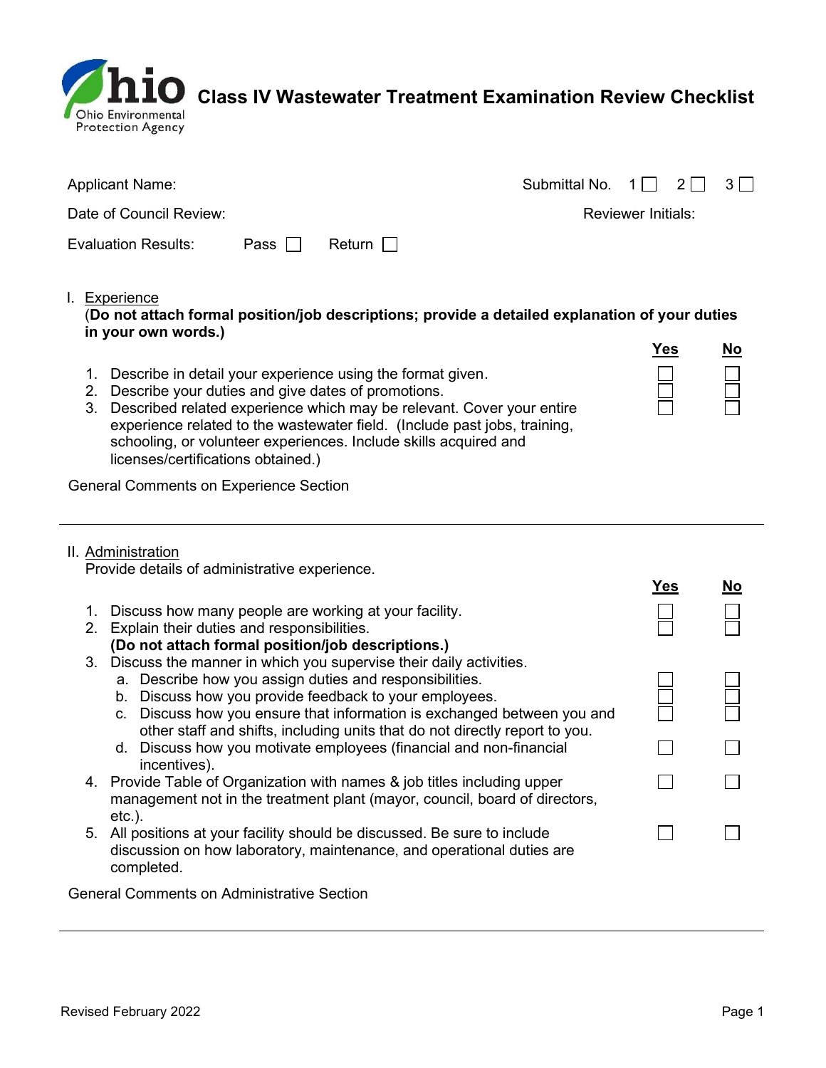Ohio Environmental Protection Agency

# Class IV Wastewater Treatment Examination Review Checklist

Applicant Name: Submittal No. 1 ☐ 2 ☐ 3 ☐

Date of Council Review: Reviewer Initials:

Evaluation Results: Pass ☐ Return ☐

## I. Experience

(**Do not attach formal position/job descriptions; provide a detailed explanation of your duties in your own words.)**

| | Yes | No |
|---|---|---|
| 1. Describe in detail your experience using the format given. | ☐ | ☐ |
| 2. Describe your duties and give dates of promotions. | ☐ | ☐ |
| 3. Described related experience which may be relevant. Cover your entire experience related to the wastewater field. (Include past jobs, training, schooling, or volunteer experiences. Include skills acquired and licenses/certifications obtained.) | ☐ | ☐ |

General Comments on Experience Section

---

## II. Administration

Provide details of administrative experience.

| | Yes | No |
|---|---|---|
| 1. Discuss how many people are working at your facility. | ☐ | ☐ |
| 2. Explain their duties and responsibilities. **(Do not attach formal position/job descriptions.)** | ☐ | ☐ |
| 3. Discuss the manner in which you supervise their daily activities. | | |
| a. Describe how you assign duties and responsibilities. | ☐ | ☐ |
| b. Discuss how you provide feedback to your employees. | ☐ | ☐ |
| c. Discuss how you ensure that information is exchanged between you and other staff and shifts, including units that do not directly report to you. | ☐ | ☐ |
| d. Discuss how you motivate employees (financial and non-financial incentives). | ☐ | ☐ |
| 4. Provide Table of Organization with names & job titles including upper management not in the treatment plant (mayor, council, board of directors, etc.). | ☐ | ☐ |
| 5. All positions at your facility should be discussed. Be sure to include discussion on how laboratory, maintenance, and operational duties are completed. | ☐ | ☐ |

General Comments on Administrative Section

---

Revised February 2022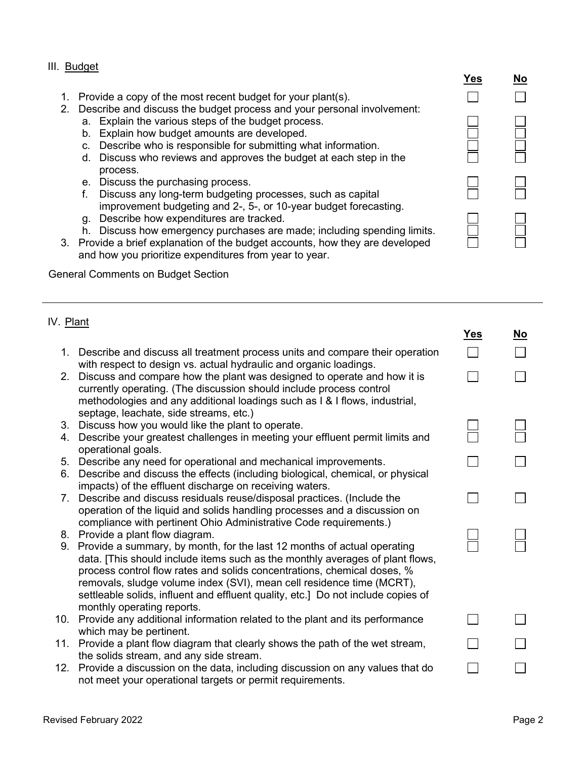## III. Budget

| | Yes | No |
|---|---|---|
| 1. Provide a copy of the most recent budget for your plant(s). | ☐ | ☐ |
| 2. Describe and discuss the budget process and your personal involvement: | | |
| a. Explain the various steps of the budget process. | ☐ | ☐ |
| b. Explain how budget amounts are developed. | ☐ | ☐ |
| c. Describe who is responsible for submitting what information. | ☐ | ☐ |
| d. Discuss who reviews and approves the budget at each step in the process. | ☐ | ☐ |
| e. Discuss the purchasing process. | ☐ | ☐ |
| f. Discuss any long-term budgeting processes, such as capital improvement budgeting and 2-, 5-, or 10-year budget forecasting. | ☐ | ☐ |
| g. Describe how expenditures are tracked. | ☐ | ☐ |
| h. Discuss how emergency purchases are made; including spending limits. | ☐ | ☐ |
| 3. Provide a brief explanation of the budget accounts, how they are developed and how you prioritize expenditures from year to year. | ☐ | ☐ |

General Comments on Budget Section

---

## IV. Plant

| | Yes | No |
|---|---|---|
| 1. Describe and discuss all treatment process units and compare their operation with respect to design vs. actual hydraulic and organic loadings. | ☐ | ☐ |
| 2. Discuss and compare how the plant was designed to operate and how it is currently operating. (The discussion should include process control methodologies and any additional loadings such as I & I flows, industrial, septage, leachate, side streams, etc.) | ☐ | ☐ |
| 3. Discuss how you would like the plant to operate. | ☐ | ☐ |
| 4. Describe your greatest challenges in meeting your effluent permit limits and operational goals. | ☐ | ☐ |
| 5. Describe any need for operational and mechanical improvements. | ☐ | ☐ |
| 6. Describe and discuss the effects (including biological, chemical, or physical impacts) of the effluent discharge on receiving waters. | | |
| 7. Describe and discuss residuals reuse/disposal practices. (Include the operation of the liquid and solids handling processes and a discussion on compliance with pertinent Ohio Administrative Code requirements.) | ☐ | ☐ |
| 8. Provide a plant flow diagram. | ☐ | ☐ |
| 9. Provide a summary, by month, for the last 12 months of actual operating data. [This should include items such as the monthly averages of plant flows, process control flow rates and solids concentrations, chemical doses, % removals, sludge volume index (SVI), mean cell residence time (MCRT), settleable solids, influent and effluent quality, etc.] Do not include copies of monthly operating reports. | ☐ | ☐ |
| 10. Provide any additional information related to the plant and its performance which may be pertinent. | ☐ | ☐ |
| 11. Provide a plant flow diagram that clearly shows the path of the wet stream, the solids stream, and any side stream. | ☐ | ☐ |
| 12. Provide a discussion on the data, including discussion on any values that do not meet your operational targets or permit requirements. | ☐ | ☐ |

Revised February 2022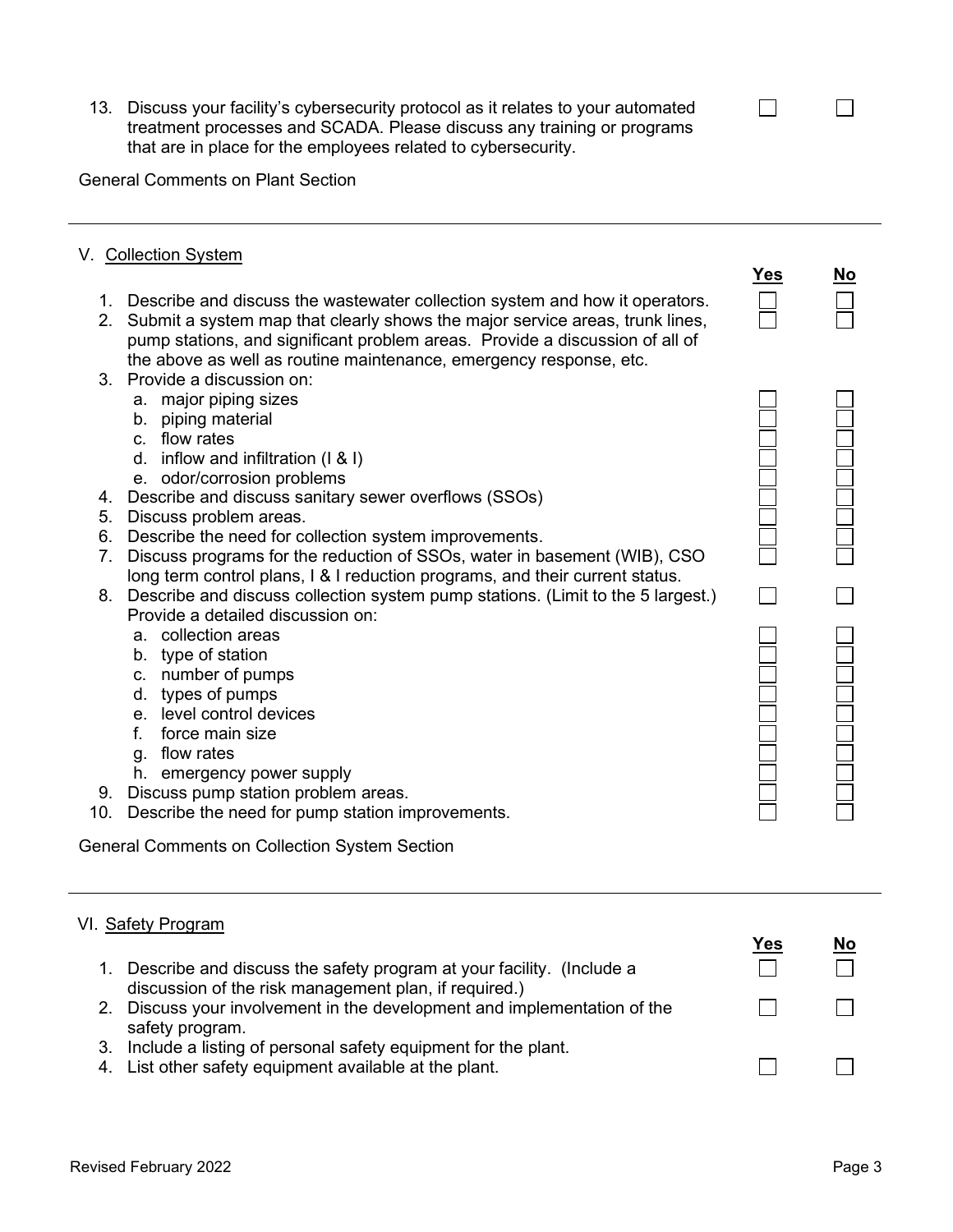13. Discuss your facility's cybersecurity protocol as it relates to your automated treatment processes and SCADA. Please discuss any training or programs that are in place for the employees related to cybersecurity. ☐ ☐

General Comments on Plant Section

---

## V. Collection System

| | Yes | No |
|---|---|---|
| 1. Describe and discuss the wastewater collection system and how it operators. | ☐ | ☐ |
| 2. Submit a system map that clearly shows the major service areas, trunk lines, pump stations, and significant problem areas. Provide a discussion of all of the above as well as routine maintenance, emergency response, etc. | ☐ | ☐ |
| 3. Provide a discussion on: | | |
| a. major piping sizes | ☐ | ☐ |
| b. piping material | ☐ | ☐ |
| c. flow rates | ☐ | ☐ |
| d. inflow and infiltration (I & I) | ☐ | ☐ |
| e. odor/corrosion problems | ☐ | ☐ |
| 4. Describe and discuss sanitary sewer overflows (SSOs) | ☐ | ☐ |
| 5. Discuss problem areas. | ☐ | ☐ |
| 6. Describe the need for collection system improvements. | ☐ | ☐ |
| 7. Discuss programs for the reduction of SSOs, water in basement (WIB), CSO long term control plans, I & I reduction programs, and their current status. | ☐ | ☐ |
| 8. Describe and discuss collection system pump stations. (Limit to the 5 largest.) Provide a detailed discussion on: | ☐ | ☐ |
| a. collection areas | ☐ | ☐ |
| b. type of station | ☐ | ☐ |
| c. number of pumps | ☐ | ☐ |
| d. types of pumps | ☐ | ☐ |
| e. level control devices | ☐ | ☐ |
| f. force main size | ☐ | ☐ |
| g. flow rates | ☐ | ☐ |
| h. emergency power supply | ☐ | ☐ |
| 9. Discuss pump station problem areas. | ☐ | ☐ |
| 10. Describe the need for pump station improvements. | ☐ | ☐ |

General Comments on Collection System Section

---

## VI. Safety Program

| | Yes | No |
|---|---|---|
| 1. Describe and discuss the safety program at your facility. (Include a discussion of the risk management plan, if required.) | ☐ | ☐ |
| 2. Discuss your involvement in the development and implementation of the safety program. | ☐ | ☐ |
| 3. Include a listing of personal safety equipment for the plant. | | |
| 4. List other safety equipment available at the plant. | ☐ | ☐ |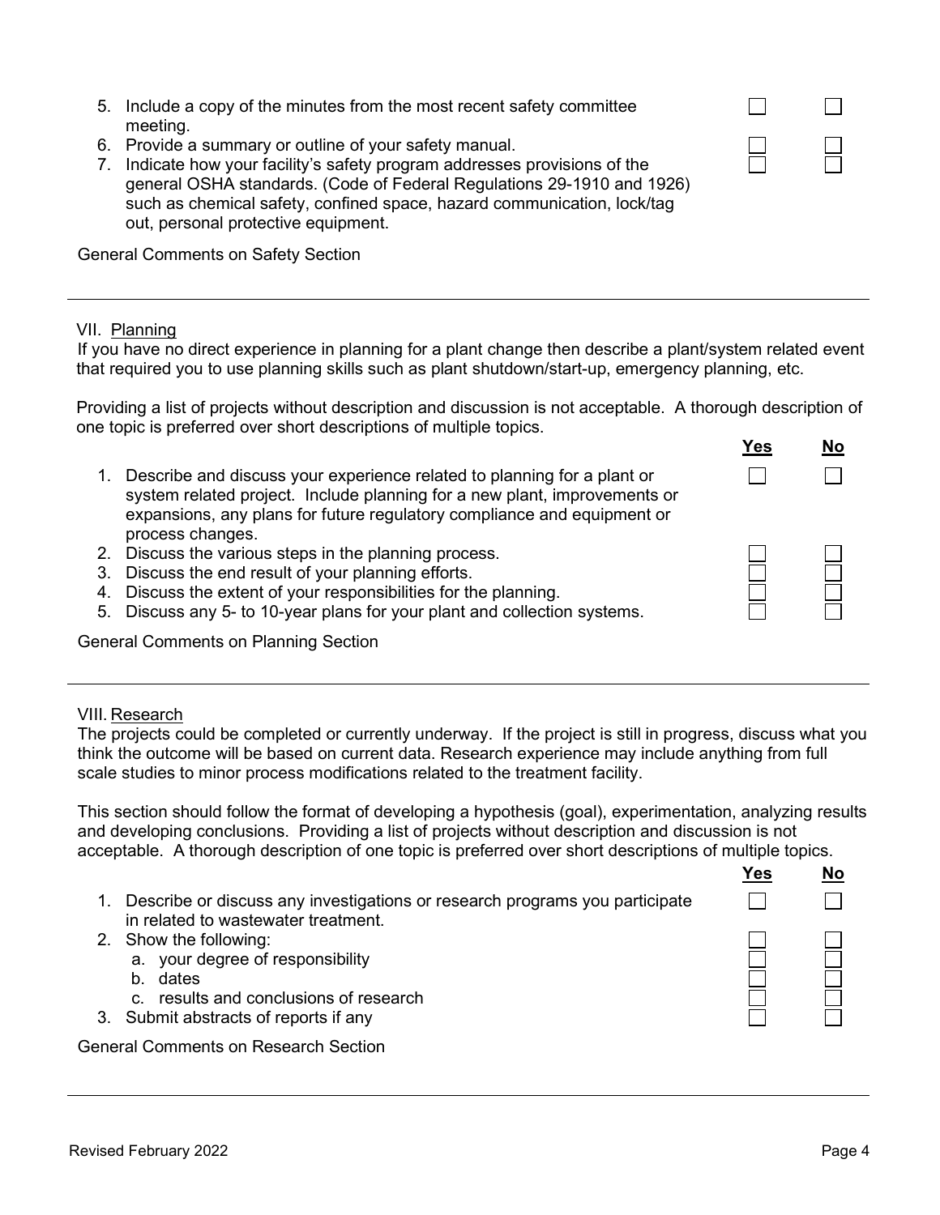| | Yes | No |
|---|---|---|
| 5. Include a copy of the minutes from the most recent safety committee meeting. | ☐ | ☐ |
| 6. Provide a summary or outline of your safety manual. | ☐ | ☐ |
| 7. Indicate how your facility's safety program addresses provisions of the general OSHA standards. (Code of Federal Regulations 29-1910 and 1926) such as chemical safety, confined space, hazard communication, lock/tag out, personal protective equipment. | ☐ | ☐ |

General Comments on Safety Section

---

VII. <u>Planning</u>

If you have no direct experience in planning for a plant change then describe a plant/system related event that required you to use planning skills such as plant shutdown/start-up, emergency planning, etc.

Providing a list of projects without description and discussion is not acceptable. A thorough description of one topic is preferred over short descriptions of multiple topics.

| | Yes | No |
|---|---|---|
| 1. Describe and discuss your experience related to planning for a plant or system related project. Include planning for a new plant, improvements or expansions, any plans for future regulatory compliance and equipment or process changes. | ☐ | ☐ |
| 2. Discuss the various steps in the planning process. | ☐ | ☐ |
| 3. Discuss the end result of your planning efforts. | ☐ | ☐ |
| 4. Discuss the extent of your responsibilities for the planning. | ☐ | ☐ |
| 5. Discuss any 5- to 10-year plans for your plant and collection systems. | ☐ | ☐ |

General Comments on Planning Section

---

VIII. <u>Research</u>

The projects could be completed or currently underway. If the project is still in progress, discuss what you think the outcome will be based on current data. Research experience may include anything from full scale studies to minor process modifications related to the treatment facility.

This section should follow the format of developing a hypothesis (goal), experimentation, analyzing results and developing conclusions. Providing a list of projects without description and discussion is not acceptable. A thorough description of one topic is preferred over short descriptions of multiple topics.

| | Yes | No |
|---|---|---|
| 1. Describe or discuss any investigations or research programs you participate in related to wastewater treatment. | ☐ | ☐ |
| 2. Show the following: | ☐ | ☐ |
| a. your degree of responsibility | ☐ | ☐ |
| b. dates | ☐ | ☐ |
| c. results and conclusions of research | ☐ | ☐ |
| 3. Submit abstracts of reports if any | ☐ | ☐ |

General Comments on Research Section

---

Revised February 2022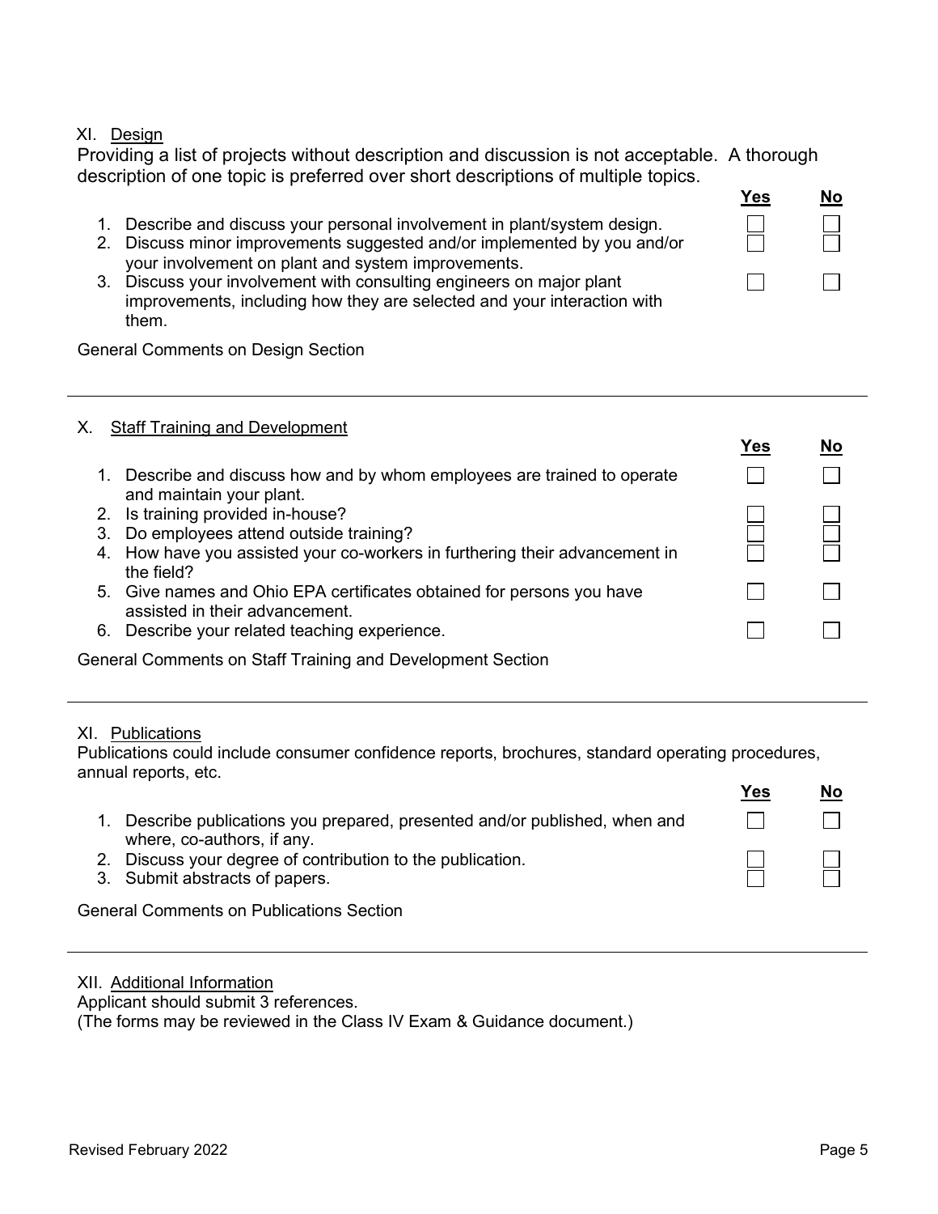XI. Design

Providing a list of projects without description and discussion is not acceptable. A thorough description of one topic is preferred over short descriptions of multiple topics.

| | Yes | No |
|---|---|---|
| 1. Describe and discuss your personal involvement in plant/system design. | ☐ | ☐ |
| 2. Discuss minor improvements suggested and/or implemented by you and/or your involvement on plant and system improvements. | ☐ | ☐ |
| 3. Discuss your involvement with consulting engineers on major plant improvements, including how they are selected and your interaction with them. | ☐ | ☐ |

General Comments on Design Section

---

X. Staff Training and Development

| | Yes | No |
|---|---|---|
| 1. Describe and discuss how and by whom employees are trained to operate and maintain your plant. | ☐ | ☐ |
| 2. Is training provided in-house? | ☐ | ☐ |
| 3. Do employees attend outside training? | ☐ | ☐ |
| 4. How have you assisted your co-workers in furthering their advancement in the field? | ☐ | ☐ |
| 5. Give names and Ohio EPA certificates obtained for persons you have assisted in their advancement. | ☐ | ☐ |
| 6. Describe your related teaching experience. | ☐ | ☐ |

General Comments on Staff Training and Development Section

---

XI. Publications

Publications could include consumer confidence reports, brochures, standard operating procedures, annual reports, etc.

| | Yes | No |
|---|---|---|
| 1. Describe publications you prepared, presented and/or published, when and where, co-authors, if any. | ☐ | ☐ |
| 2. Discuss your degree of contribution to the publication. | ☐ | ☐ |
| 3. Submit abstracts of papers. | ☐ | ☐ |

General Comments on Publications Section

---

XII. Additional Information

Applicant should submit 3 references.
(The forms may be reviewed in the Class IV Exam & Guidance document.)

Revised February 2022